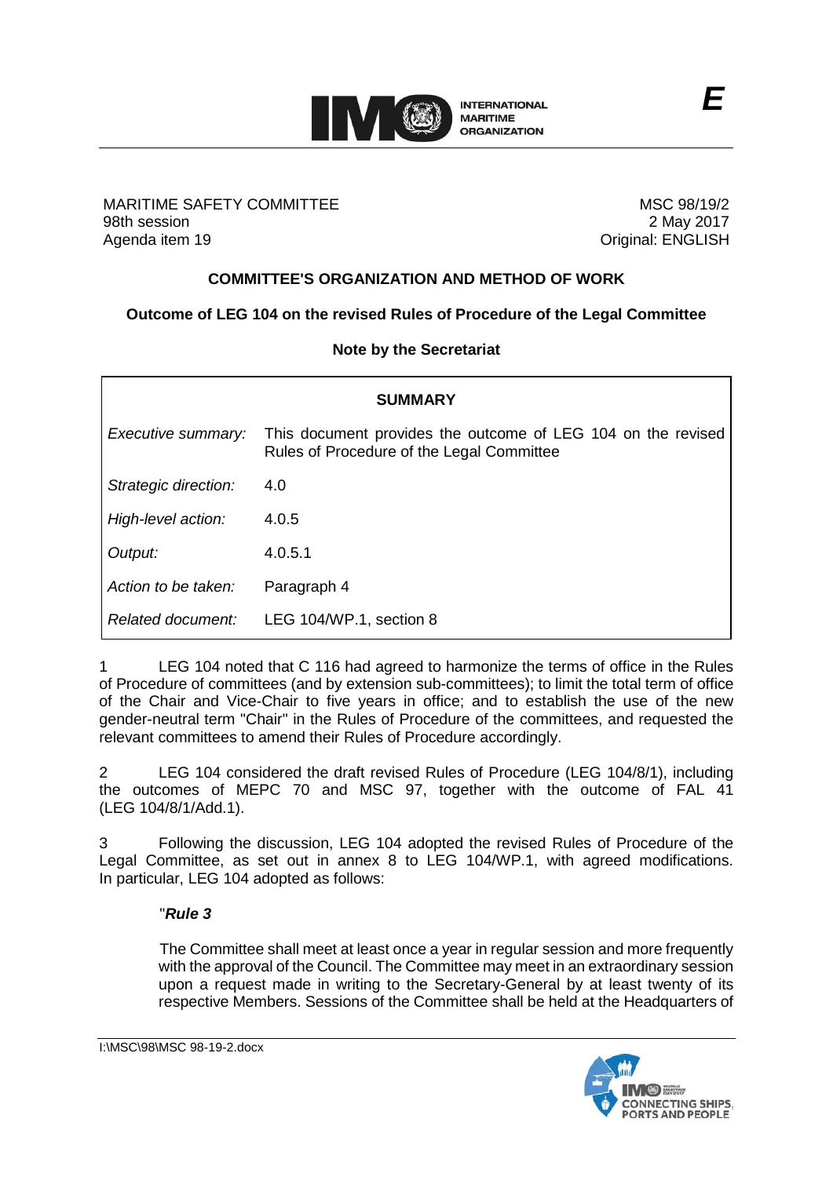E

MARITIME SAFETY COMMITTEE
98th session
Agenda item 19

MSC 98/19/2
2 May 2017
Original: ENGLISH

## COMMITTEE'S ORGANIZATION AND METHOD OF WORK

### Outcome of LEG 104 on the revised Rules of Procedure of the Legal Committee

#### Note by the Secretariat

| SUMMARY | |
|---|---|
| *Executive summary:* | This document provides the outcome of LEG 104 on the revised Rules of Procedure of the Legal Committee |
| *Strategic direction:* | 4.0 |
| *High-level action:* | 4.0.5 |
| *Output:* | 4.0.5.1 |
| *Action to be taken:* | Paragraph 4 |
| *Related document:* | LEG 104/WP.1, section 8 |

1 LEG 104 noted that C 116 had agreed to harmonize the terms of office in the Rules of Procedure of committees (and by extension sub-committees); to limit the total term of office of the Chair and Vice-Chair to five years in office; and to establish the use of the new gender-neutral term "Chair" in the Rules of Procedure of the committees, and requested the relevant committees to amend their Rules of Procedure accordingly.

2 LEG 104 considered the draft revised Rules of Procedure (LEG 104/8/1), including the outcomes of MEPC 70 and MSC 97, together with the outcome of FAL 41 (LEG 104/8/1/Add.1).

3 Following the discussion, LEG 104 adopted the revised Rules of Procedure of the Legal Committee, as set out in annex 8 to LEG 104/WP.1, with agreed modifications. In particular, LEG 104 adopted as follows:

> "***Rule 3***
>
> The Committee shall meet at least once a year in regular session and more frequently with the approval of the Council. The Committee may meet in an extraordinary session upon a request made in writing to the Secretary-General by at least twenty of its respective Members. Sessions of the Committee shall be held at the Headquarters of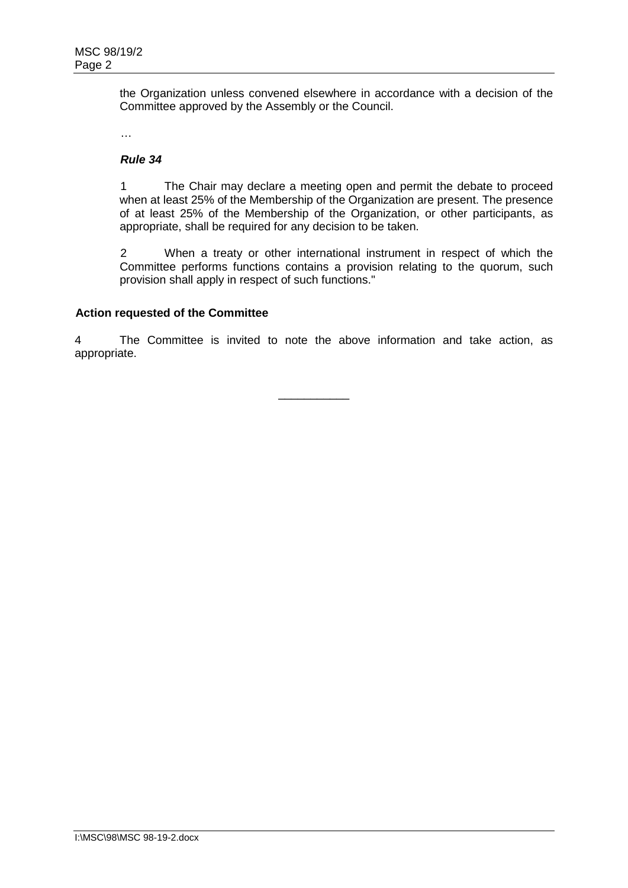the Organization unless convened elsewhere in accordance with a decision of the Committee approved by the Assembly or the Council.

…

***Rule 34***

1 The Chair may declare a meeting open and permit the debate to proceed when at least 25% of the Membership of the Organization are present. The presence of at least 25% of the Membership of the Organization, or other participants, as appropriate, shall be required for any decision to be taken.

2 When a treaty or other international instrument in respect of which the Committee performs functions contains a provision relating to the quorum, such provision shall apply in respect of such functions."

**Action requested of the Committee**

4 The Committee is invited to note the above information and take action, as appropriate.

___________